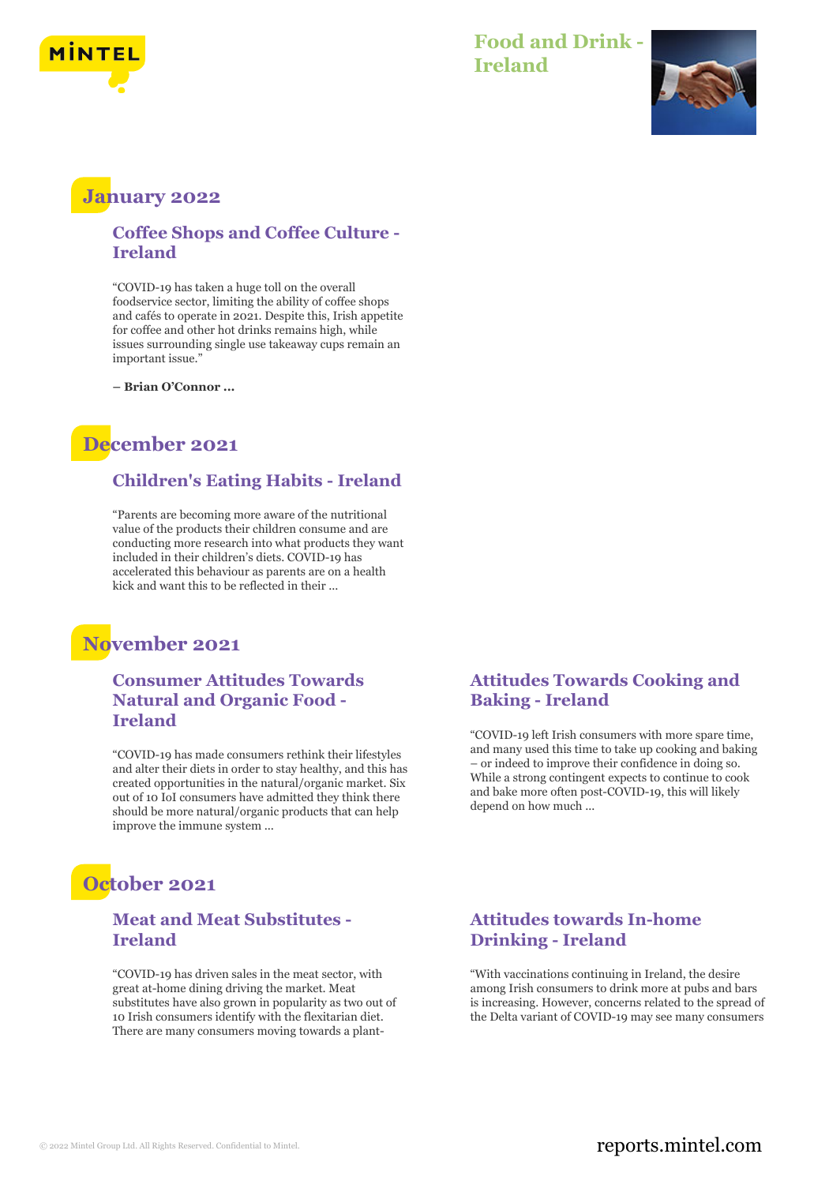# Food and Drink - Ireland

## January 2022

### Coffee Shops and Coffee Culture - Ireland

"COVID-19 has taken a huge toll on the overall foodservice sector, limiting the ability of coffee shops and cafés to operate in 2021. Despite this, Irish appetite for coffee and other hot drinks remains high, while issues surrounding single use takeaway cups remain an important issue."

**– Brian O'Connor ...**

## December 2021

### Children's Eating Habits - Ireland

"Parents are becoming more aware of the nutritional value of the products their children consume and are conducting more research into what products they want included in their children's diets. COVID-19 has accelerated this behaviour as parents are on a health kick and want this to be reflected in their ...

## November 2021

### Consumer Attitudes Towards Natural and Organic Food - Ireland

"COVID-19 has made consumers rethink their lifestyles and alter their diets in order to stay healthy, and this has created opportunities in the natural/organic market. Six out of 10 IoI consumers have admitted they think there should be more natural/organic products that can help improve the immune system ...

### Attitudes Towards Cooking and Baking - Ireland

"COVID-19 left Irish consumers with more spare time, and many used this time to take up cooking and baking – or indeed to improve their confidence in doing so. While a strong contingent expects to continue to cook and bake more often post-COVID-19, this will likely depend on how much ...

## October 2021

### Meat and Meat Substitutes - Ireland

"COVID-19 has driven sales in the meat sector, with great at-home dining driving the market. Meat substitutes have also grown in popularity as two out of 10 Irish consumers identify with the flexitarian diet. There are many consumers moving towards a plant-

### Attitudes towards In-home Drinking - Ireland

"With vaccinations continuing in Ireland, the desire among Irish consumers to drink more at pubs and bars is increasing. However, concerns related to the spread of the Delta variant of COVID-19 may see many consumers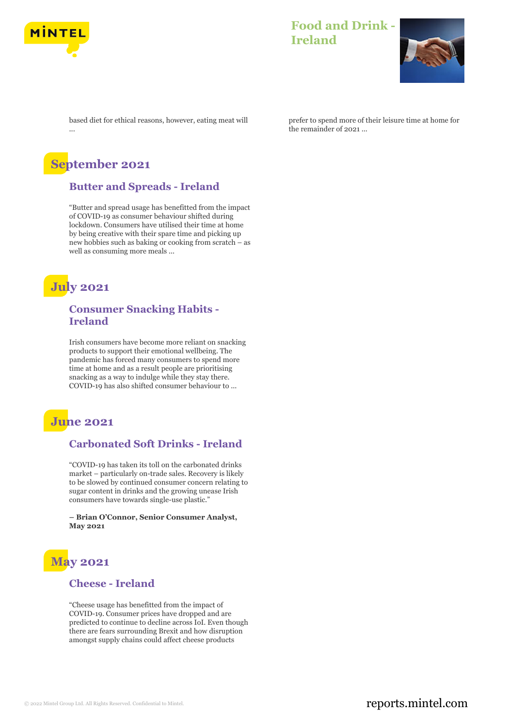based diet for ethical reasons, however, eating meat will ...

prefer to spend more of their leisure time at home for the remainder of 2021 ...

## September 2021

### Butter and Spreads - Ireland

"Butter and spread usage has benefitted from the impact of COVID-19 as consumer behaviour shifted during lockdown. Consumers have utilised their time at home by being creative with their spare time and picking up new hobbies such as baking or cooking from scratch – as well as consuming more meals ...

## July 2021

### Consumer Snacking Habits - Ireland

Irish consumers have become more reliant on snacking products to support their emotional wellbeing. The pandemic has forced many consumers to spend more time at home and as a result people are prioritising snacking as a way to indulge while they stay there. COVID-19 has also shifted consumer behaviour to ...

## June 2021

### Carbonated Soft Drinks - Ireland

"COVID-19 has taken its toll on the carbonated drinks market – particularly on-trade sales. Recovery is likely to be slowed by continued consumer concern relating to sugar content in drinks and the growing unease Irish consumers have towards single-use plastic."

**– Brian O'Connor, Senior Consumer Analyst, May 2021**

## May 2021

### Cheese - Ireland

"Cheese usage has benefitted from the impact of COVID-19. Consumer prices have dropped and are predicted to continue to decline across IoI. Even though there are fears surrounding Brexit and how disruption amongst supply chains could affect cheese products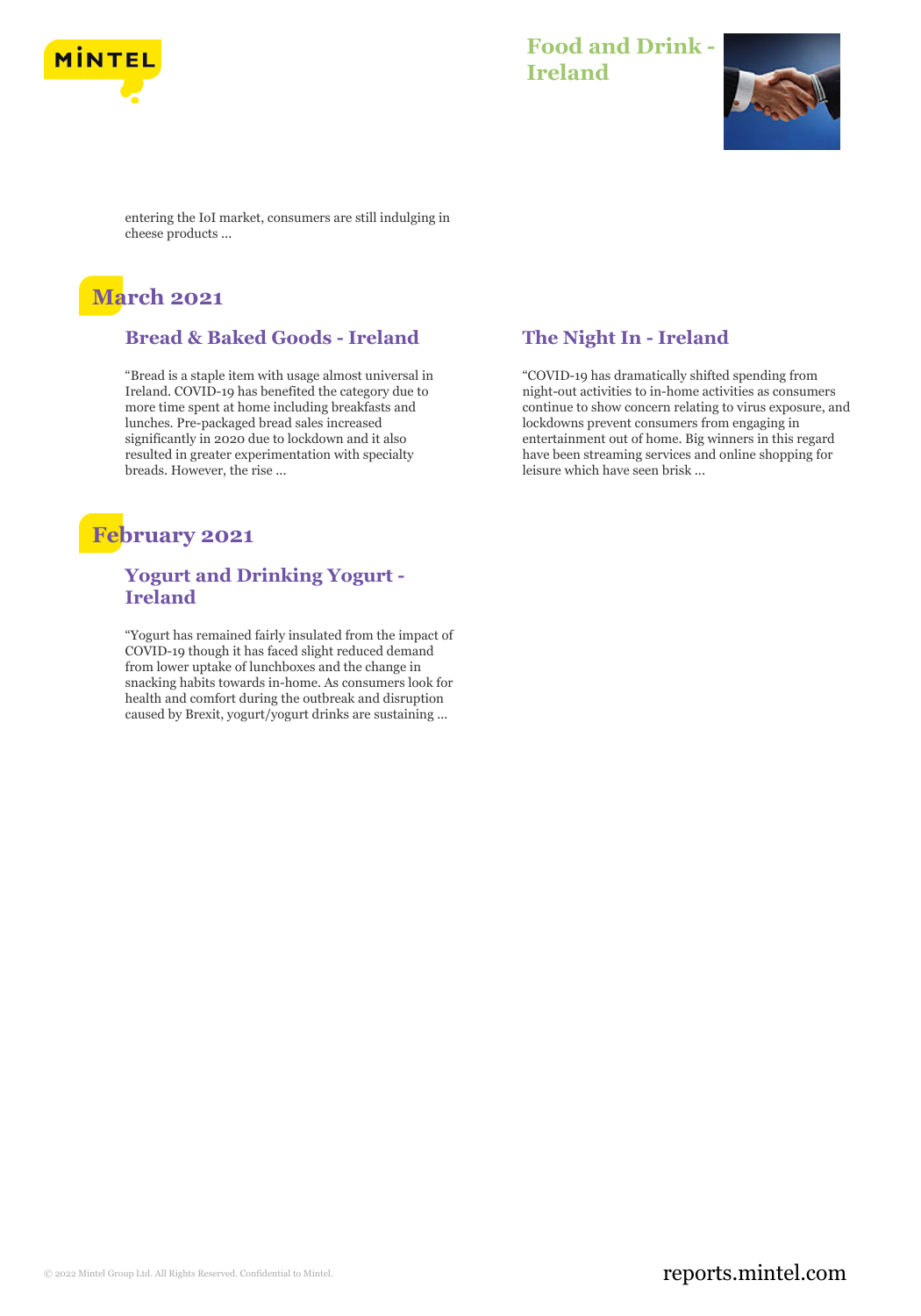entering the IoI market, consumers are still indulging in cheese products ...

## March 2021

### Bread & Baked Goods - Ireland

"Bread is a staple item with usage almost universal in Ireland. COVID-19 has benefited the category due to more time spent at home including breakfasts and lunches. Pre-packaged bread sales increased significantly in 2020 due to lockdown and it also resulted in greater experimentation with specialty breads. However, the rise ...

### The Night In - Ireland

"COVID-19 has dramatically shifted spending from night-out activities to in-home activities as consumers continue to show concern relating to virus exposure, and lockdowns prevent consumers from engaging in entertainment out of home. Big winners in this regard have been streaming services and online shopping for leisure which have seen brisk ...

## February 2021

### Yogurt and Drinking Yogurt - Ireland

"Yogurt has remained fairly insulated from the impact of COVID-19 though it has faced slight reduced demand from lower uptake of lunchboxes and the change in snacking habits towards in-home. As consumers look for health and comfort during the outbreak and disruption caused by Brexit, yogurt/yogurt drinks are sustaining ...